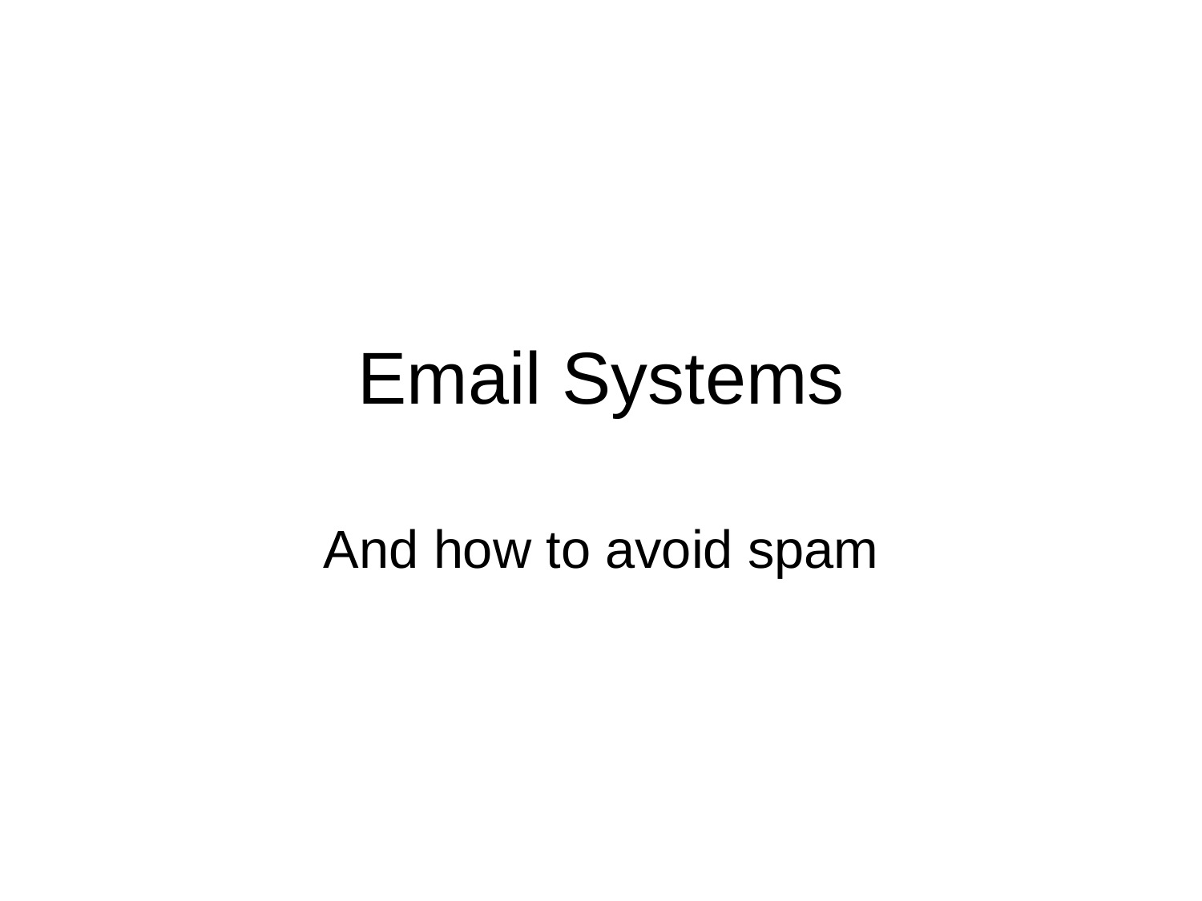# Email Systems

And how to avoid spam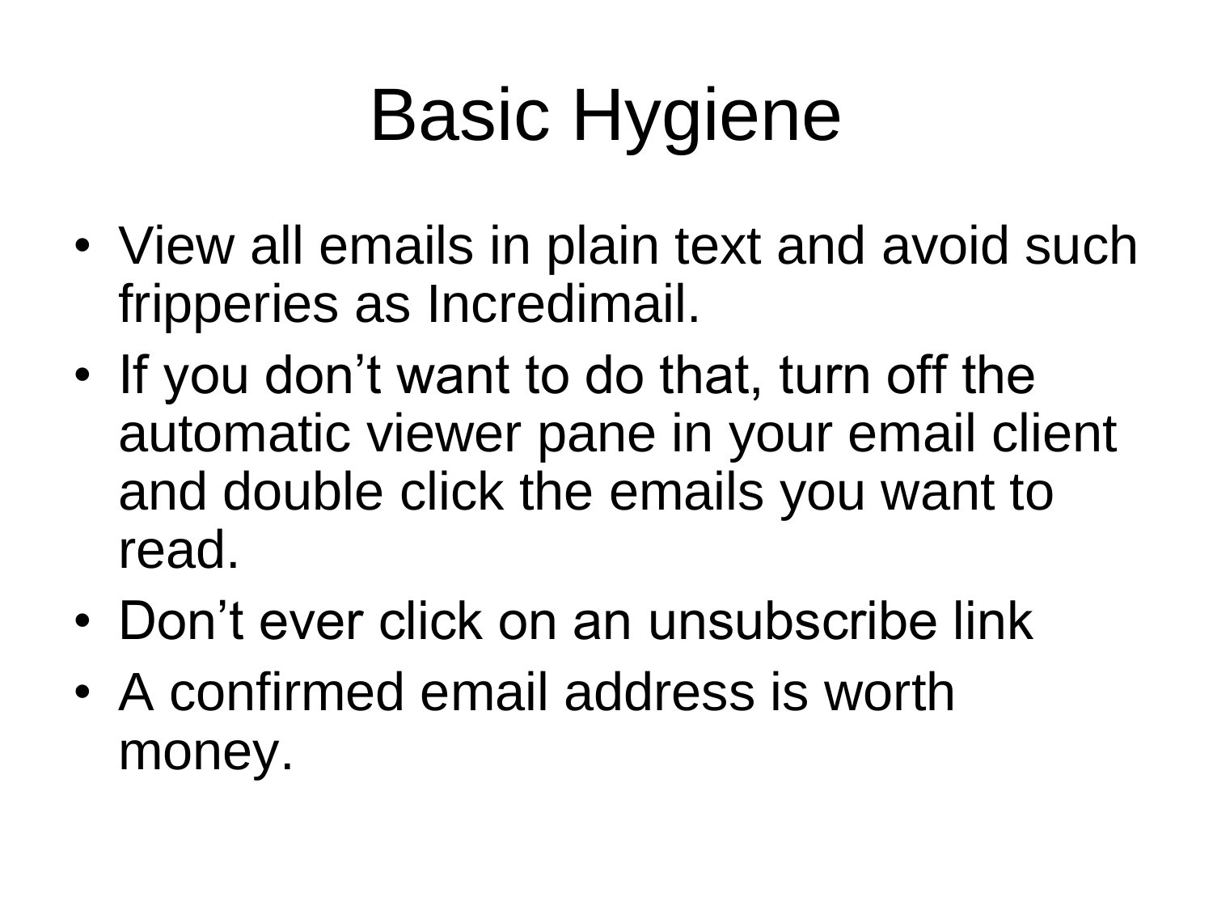# Basic Hygiene

- View all emails in plain text and avoid such fripperies as Incredimail.
- If you don’t want to do that, turn off the automatic viewer pane in your email client and double click the emails you want to read.
- Don’t ever click on an unsubscribe link
- A confirmed email address is worth money.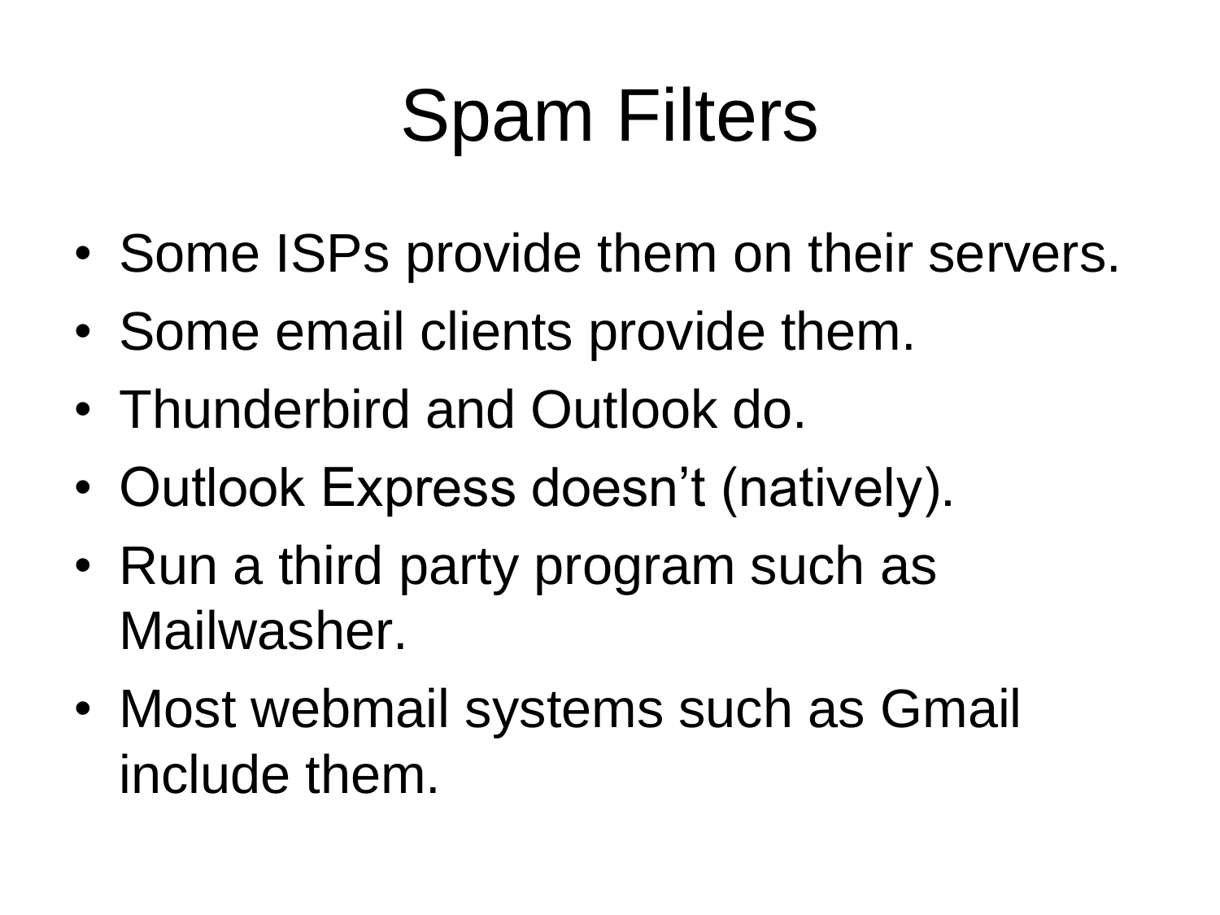# Spam Filters

- Some ISPs provide them on their servers.
- Some email clients provide them.
- Thunderbird and Outlook do.
- Outlook Express doesn’t (natively).
- Run a third party program such as Mailwasher.
- Most webmail systems such as Gmail include them.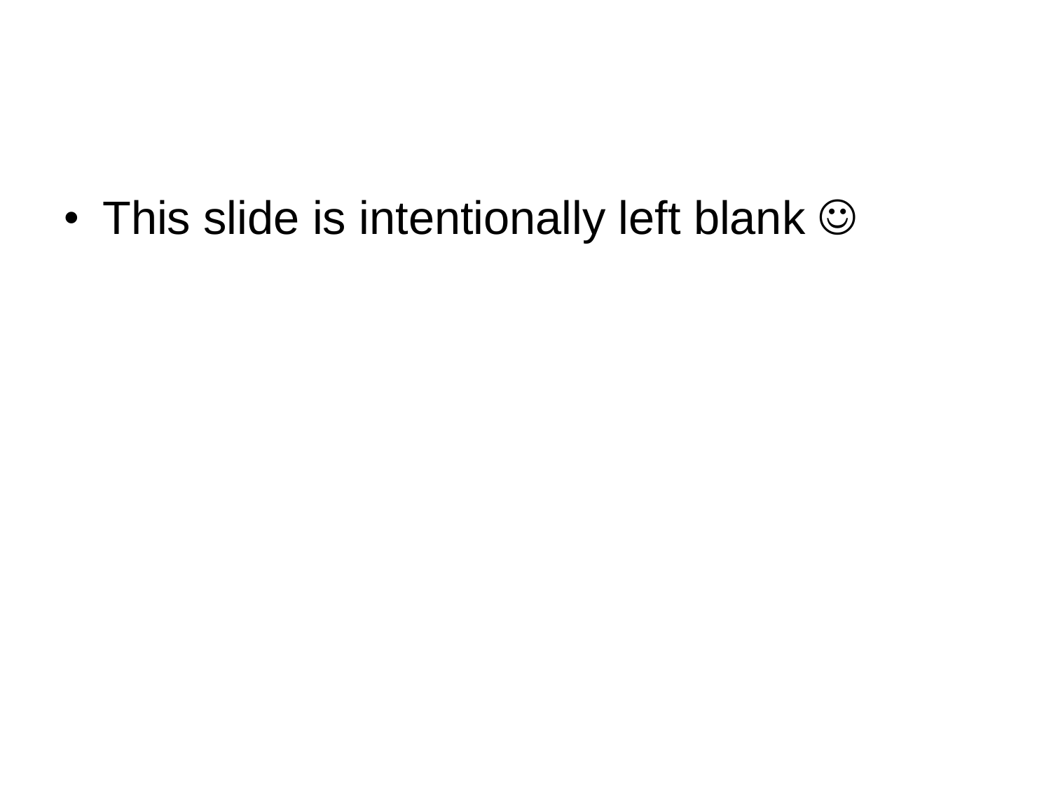- This slide is intentionally left blank ☺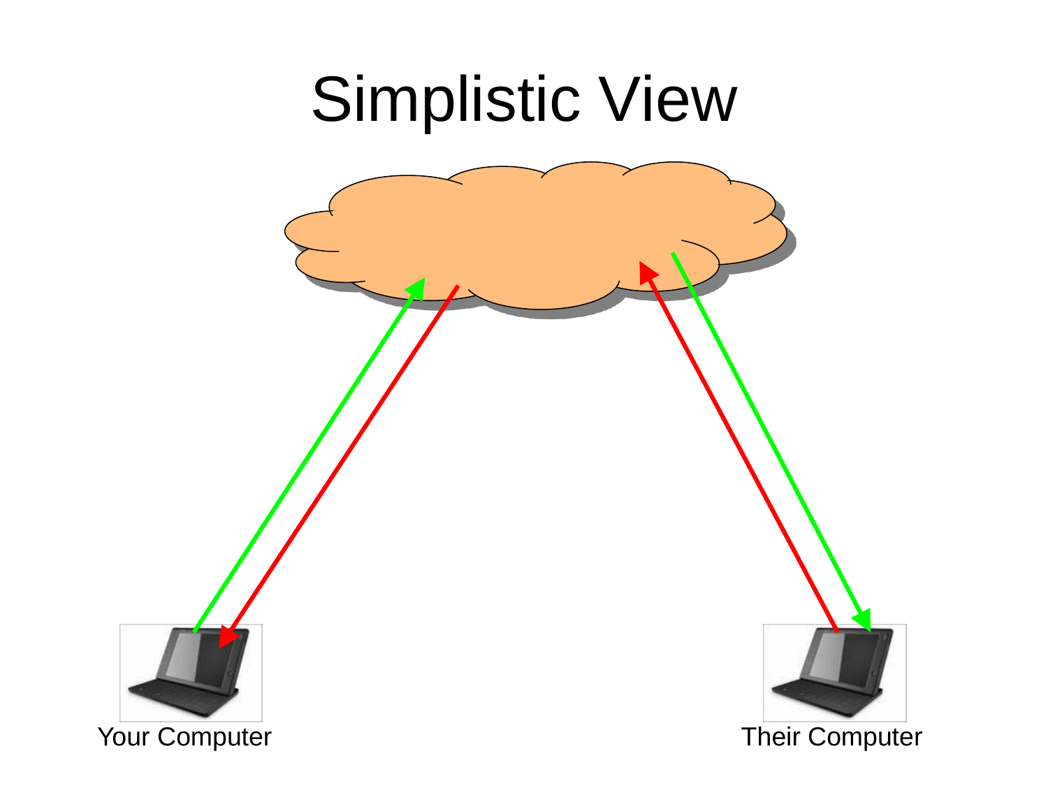# Simplistic View

Your Computer

Their Computer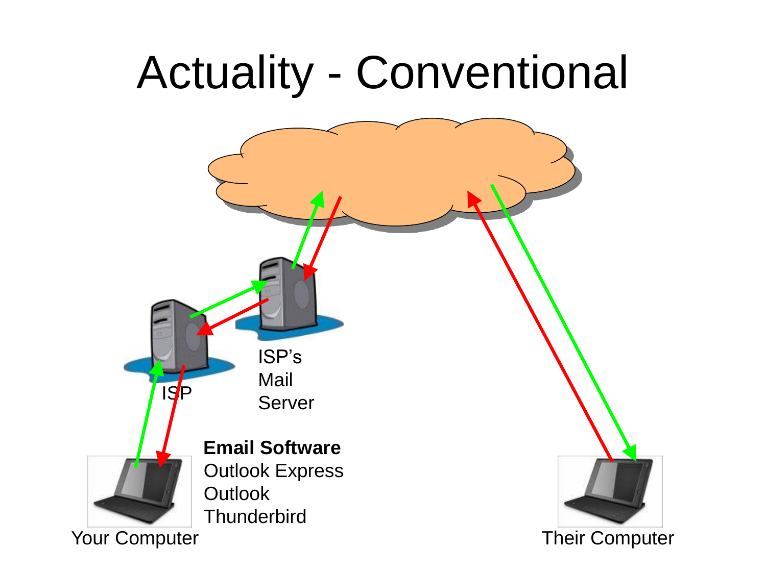# Actuality - Conventional

ISP

ISP's Mail Server

**Email Software**
Outlook Express
Outlook
Thunderbird

Your Computer

Their Computer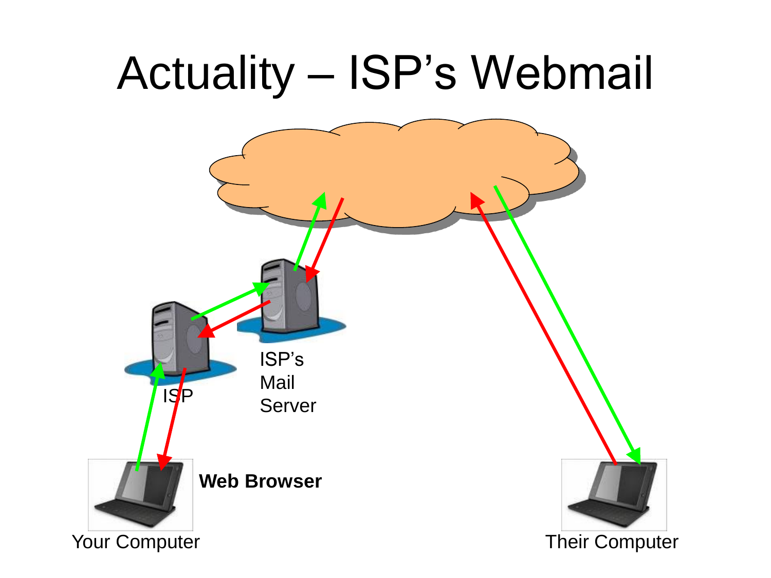# Actuality – ISP's Webmail

ISP

ISP's Mail Server

**Web Browser**

Your Computer

Their Computer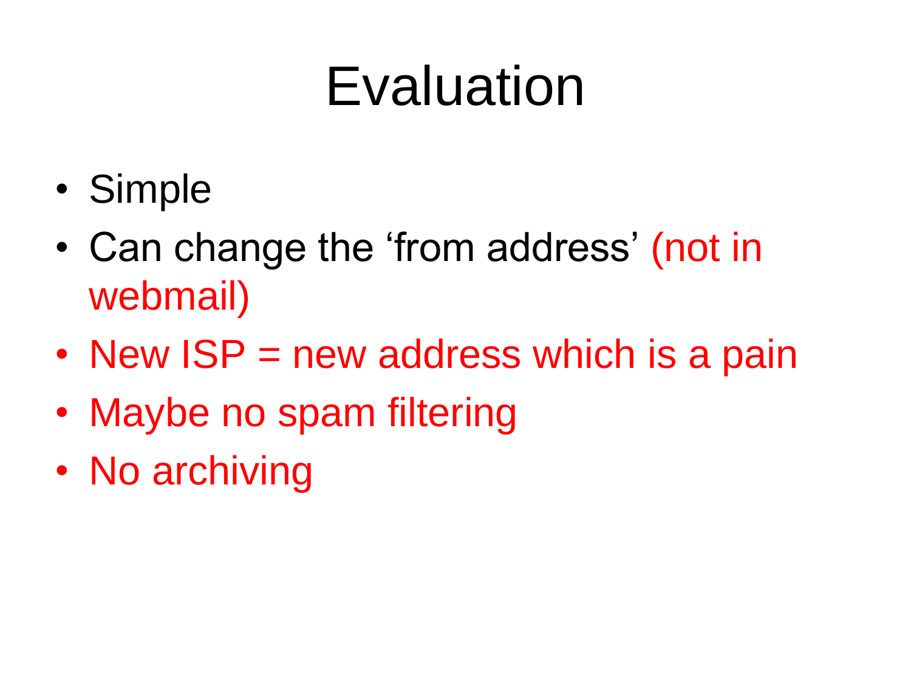# Evaluation

- Simple
- Can change the 'from address' (not in webmail)
- New ISP = new address which is a pain
- Maybe no spam filtering
- No archiving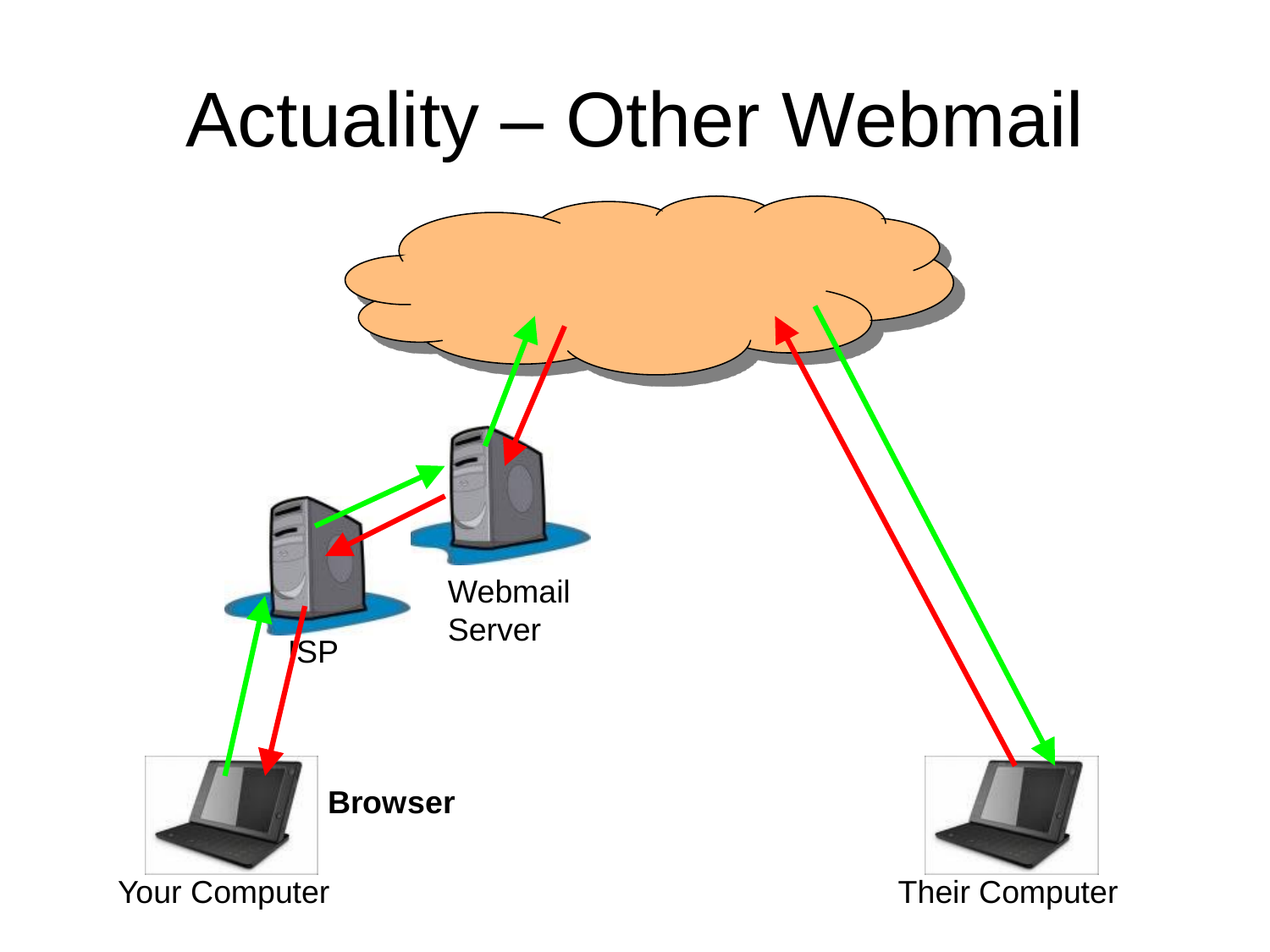# Actuality – Other Webmail

Webmail Server

ISP

**Browser**

Your Computer

Their Computer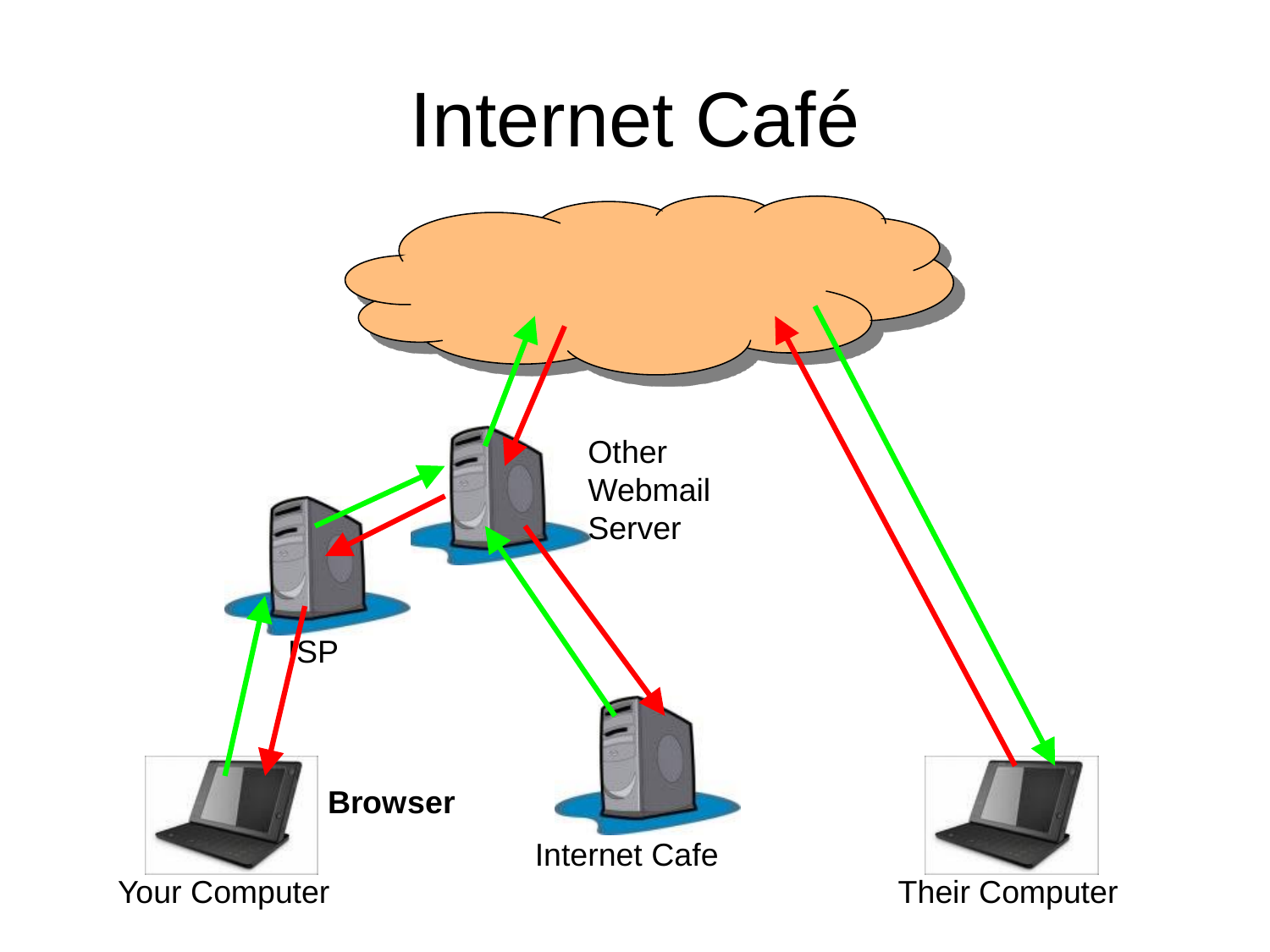# Internet Café

Other Webmail Server

ISP

Browser

Your Computer

Internet Cafe

Their Computer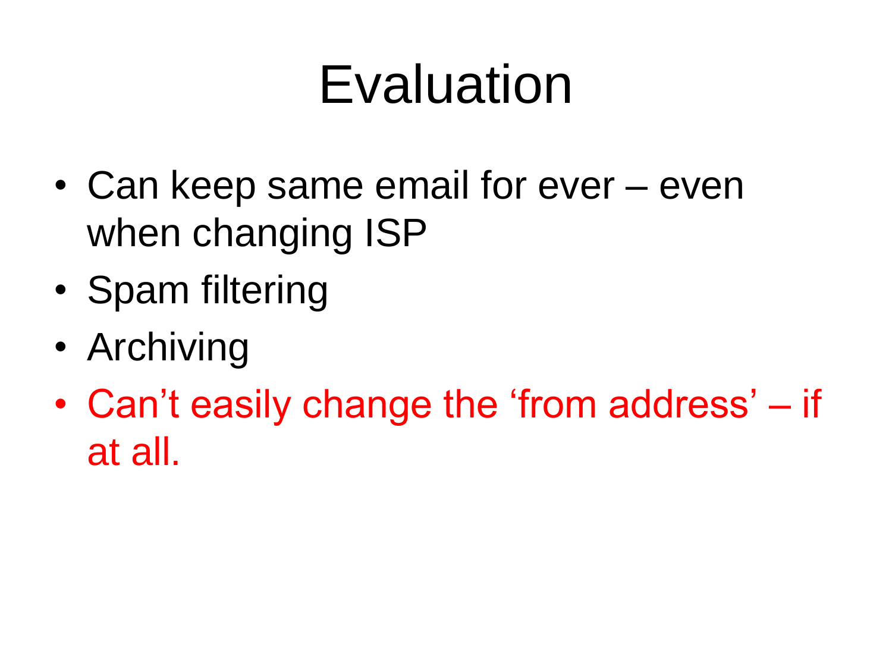# Evaluation

- Can keep same email for ever – even when changing ISP
- Spam filtering
- Archiving
- Can’t easily change the ‘from address’ – if at all.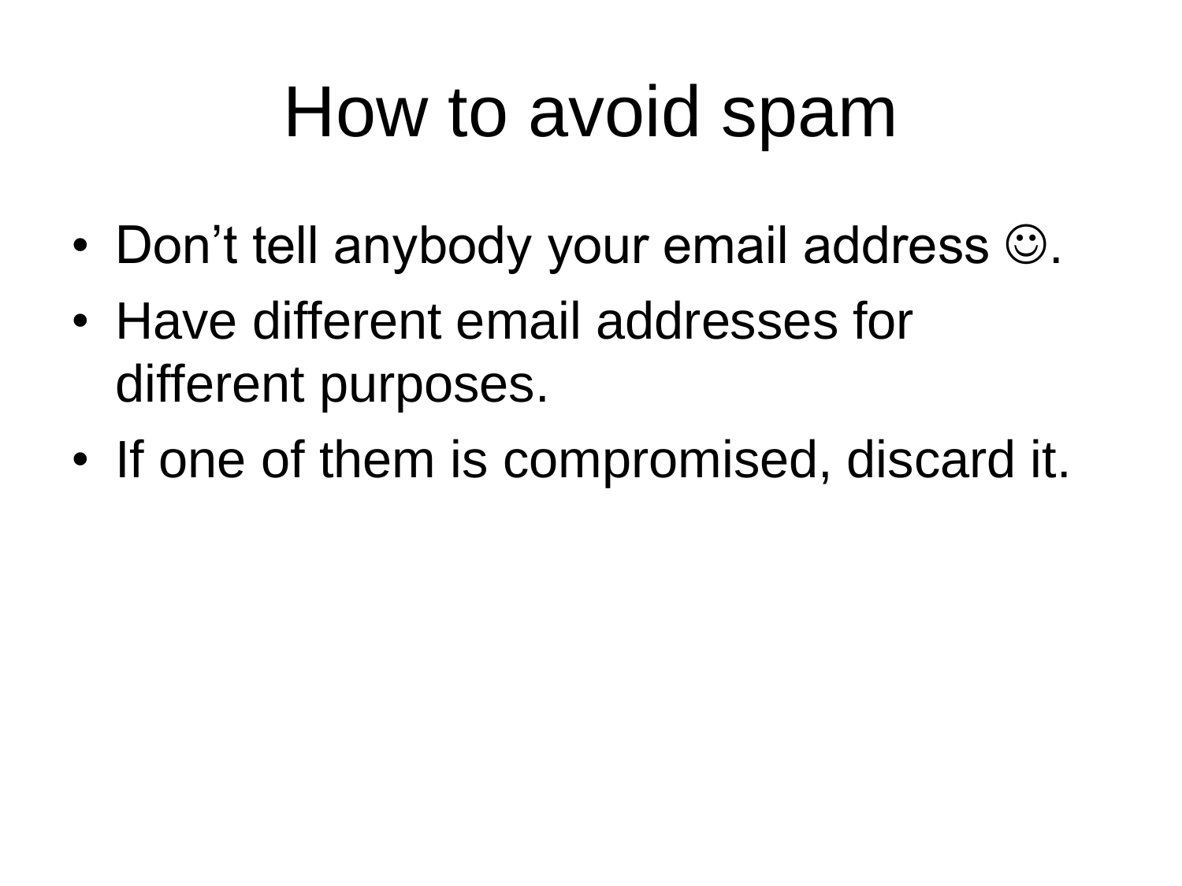# How to avoid spam

- Don’t tell anybody your email address ☺.
- Have different email addresses for different purposes.
- If one of them is compromised, discard it.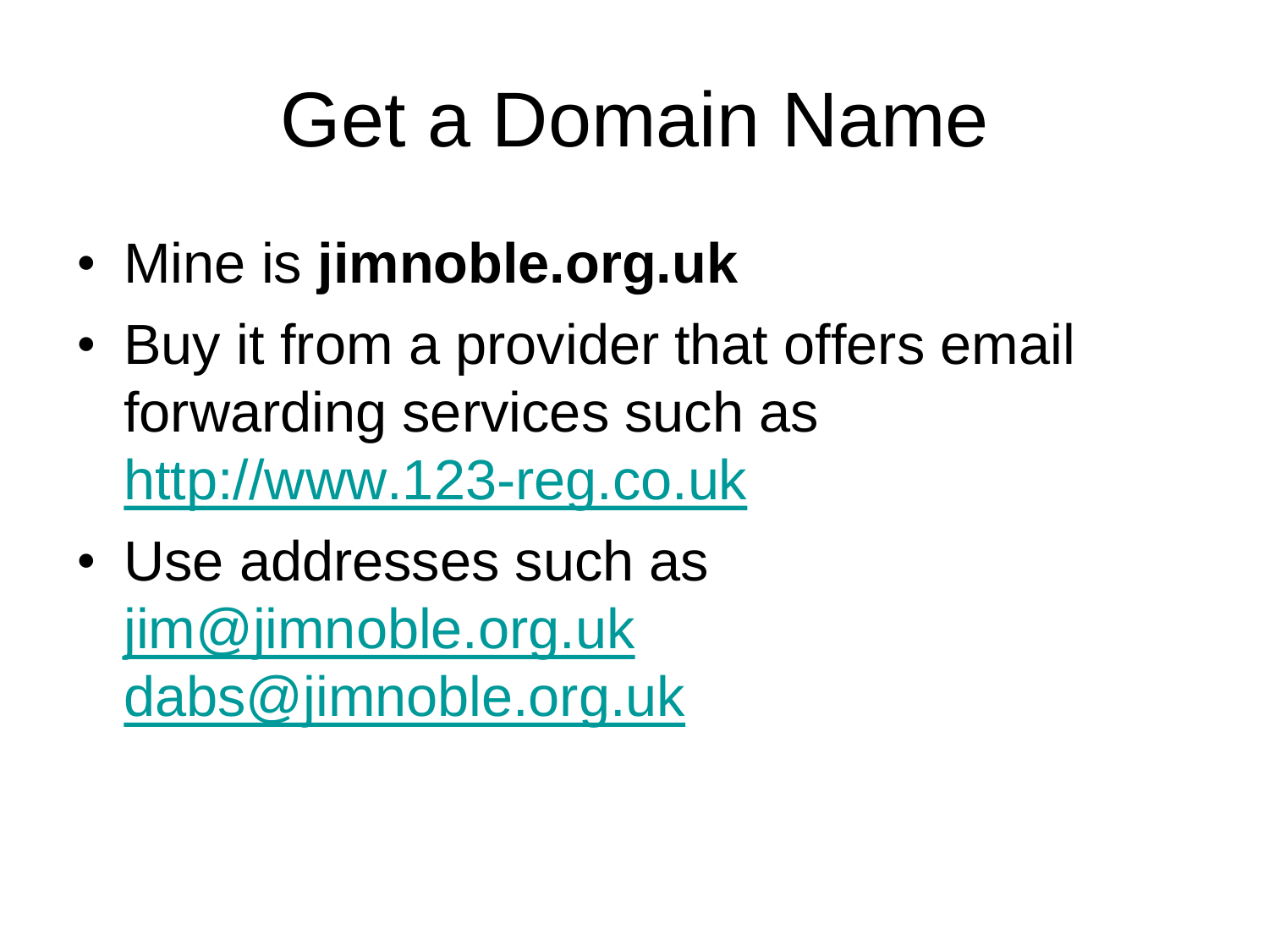# Get a Domain Name

- Mine is **jimnoble.org.uk**
- Buy it from a provider that offers email forwarding services such as http://www.123-reg.co.uk
- Use addresses such as
  jim@jimnoble.org.uk
  dabs@jimnoble.org.uk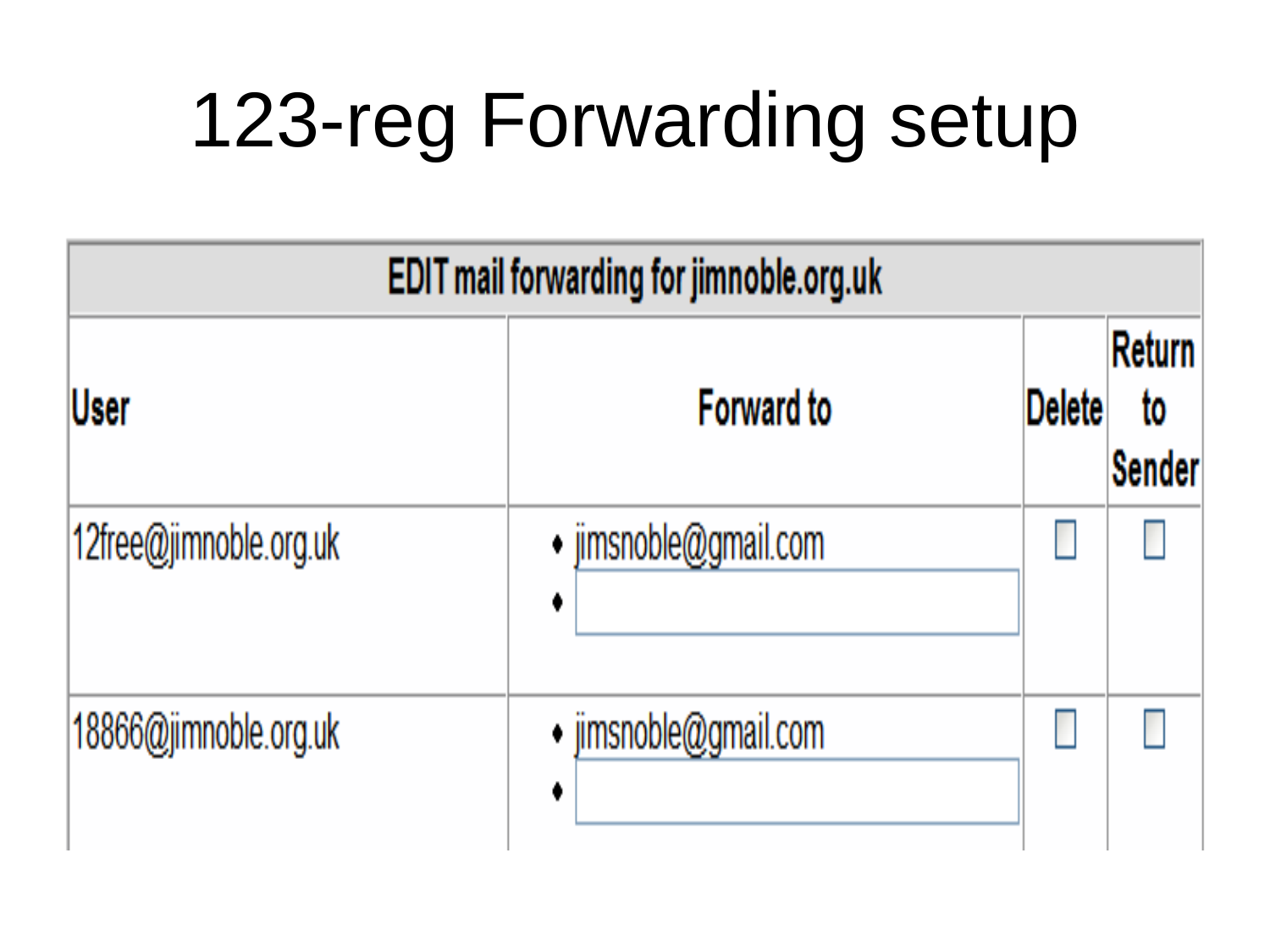# 123-reg Forwarding setup

| EDIT mail forwarding for jimnoble.org.uk | | | |
|---|---|---|---|
| User | Forward to | Delete | Return to Sender |
| 12free@jimnoble.org.uk | • jimsnoble@gmail.com<br>• | ☐ | ☐ |
| 18866@jimnoble.org.uk | • jimsnoble@gmail.com<br>• | ☐ | ☐ |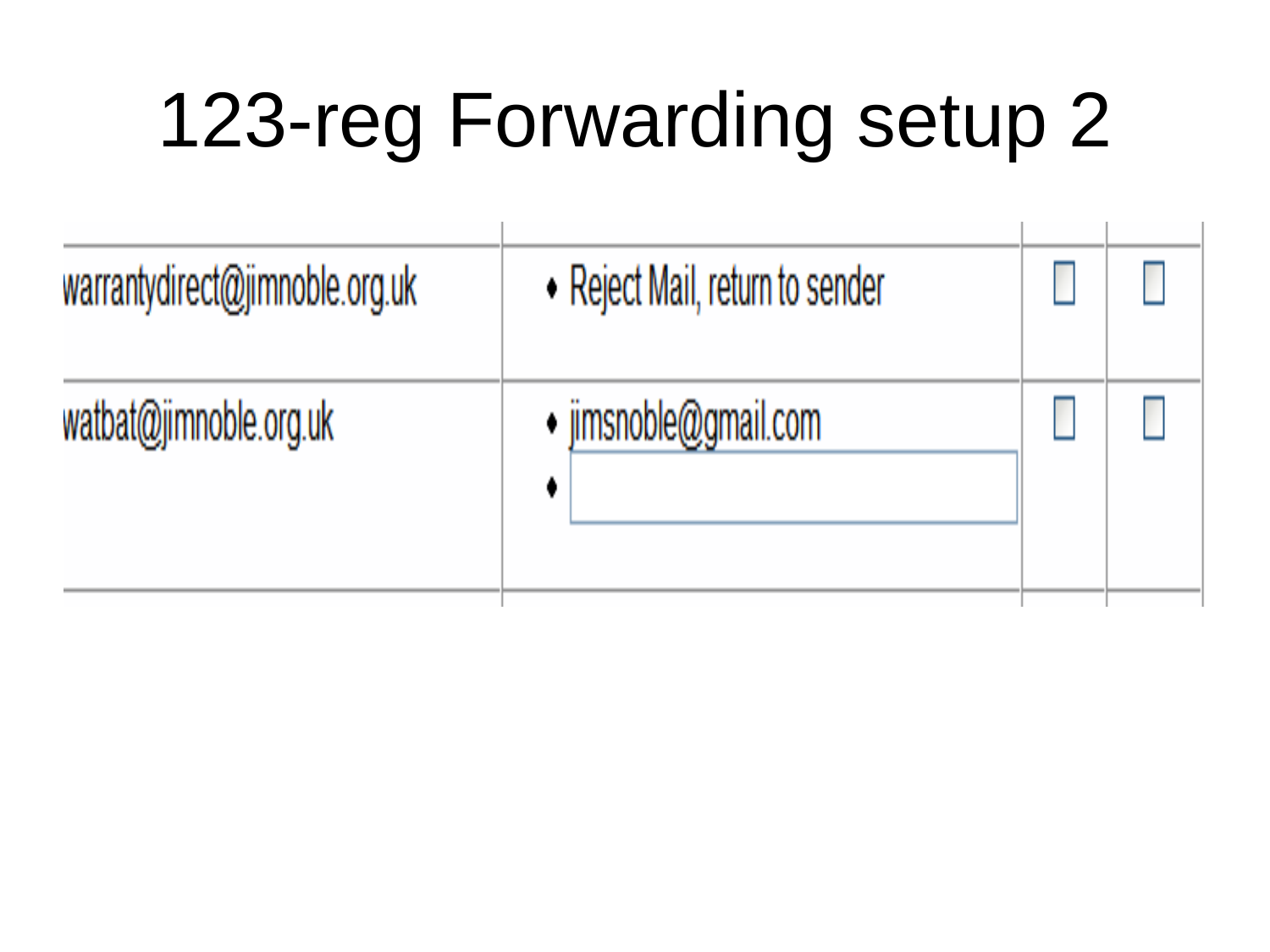# 123-reg Forwarding setup 2

| | | | |
|---|---|---|---|
| warrantydirect@jimnoble.org.uk | • Reject Mail, return to sender | ☐ | ☐ |
| watbat@jimnoble.org.uk | • jimsnoble@gmail.com<br>• | ☐ | ☐ |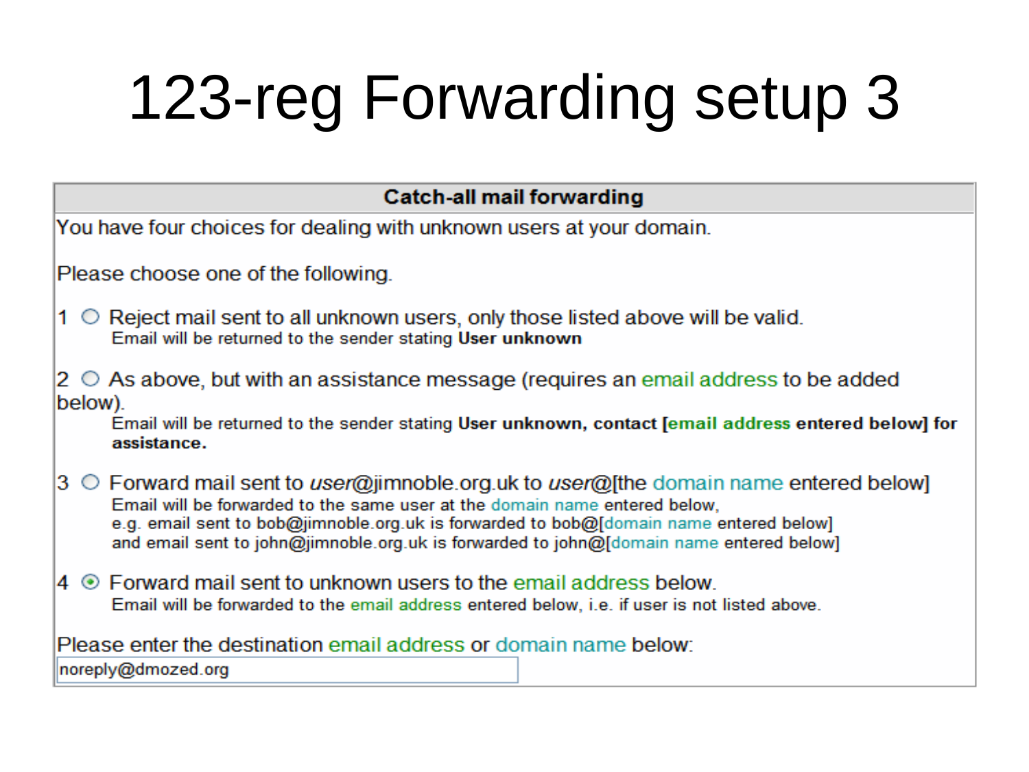# 123-reg Forwarding setup 3

**Catch-all mail forwarding**

You have four choices for dealing with unknown users at your domain.

Please choose one of the following.

1 ○ Reject mail sent to all unknown users, only those listed above will be valid.
Email will be returned to the sender stating **User unknown**

2 ○ As above, but with an assistance message (requires an email address to be added below).
Email will be returned to the sender stating **User unknown, contact [email address entered below] for assistance.**

3 ○ Forward mail sent to *user*@jimnoble.org.uk to *user*@[the domain name entered below]
Email will be forwarded to the same user at the domain name entered below,
e.g. email sent to bob@jimnoble.org.uk is forwarded to bob@[domain name entered below]
and email sent to john@jimnoble.org.uk is forwarded to john@[domain name entered below]

4 ⦿ Forward mail sent to unknown users to the email address below.
Email will be forwarded to the email address entered below, i.e. if user is not listed above.

Please enter the destination email address or domain name below:

noreply@dmozed.org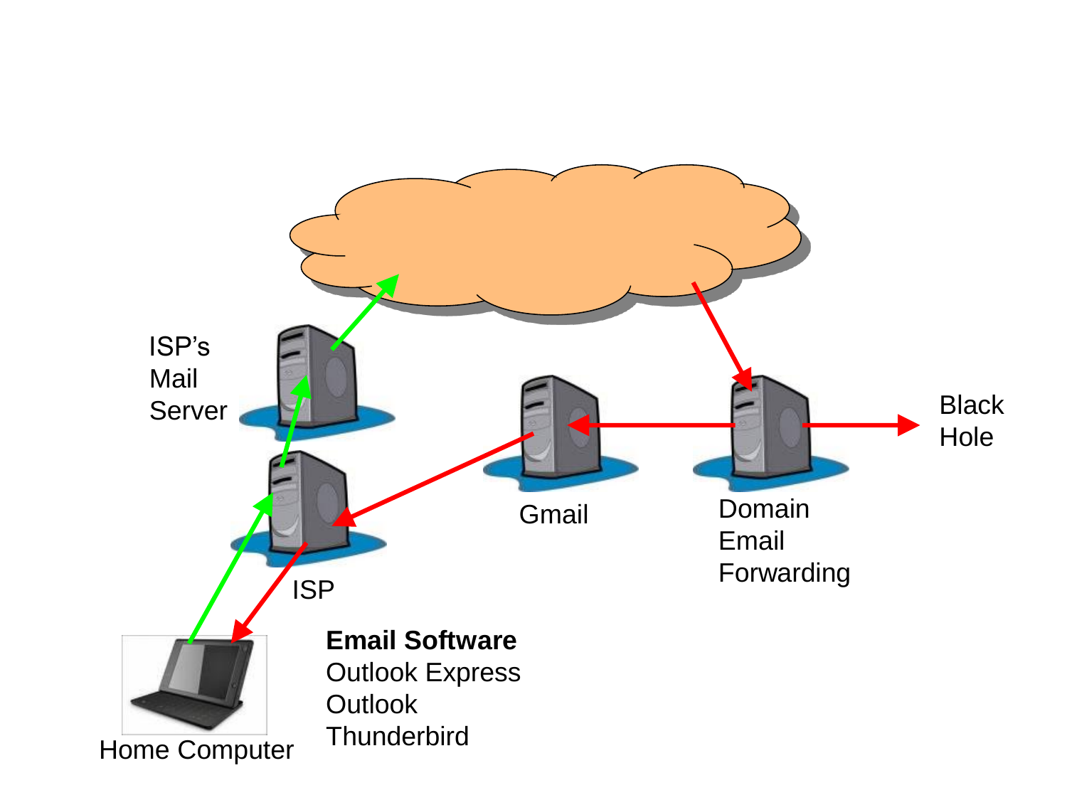ISP's Mail Server

ISP

Gmail

Domain Email Forwarding

Black Hole

Home Computer

**Email Software**
Outlook Express
Outlook
Thunderbird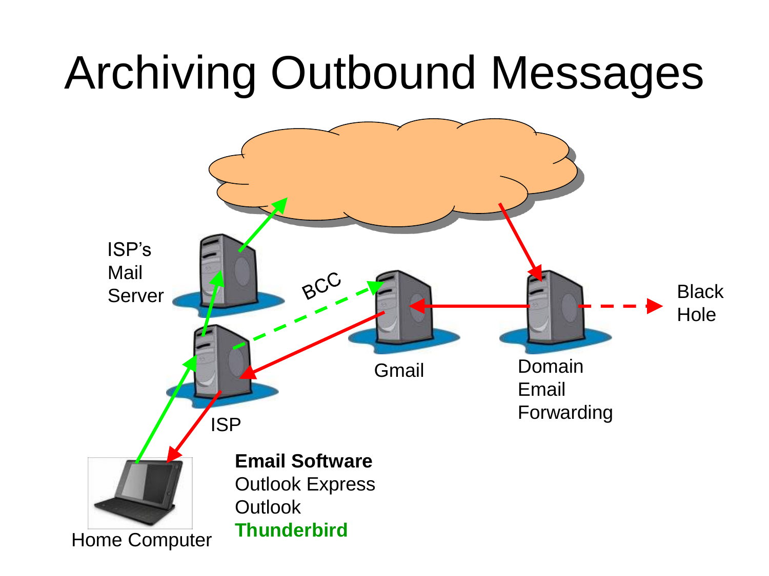# Archiving Outbound Messages

ISP's Mail Server

BCC

Black Hole

Gmail

Domain Email Forwarding

ISP

**Email Software**
Outlook Express
Outlook
**Thunderbird**

Home Computer